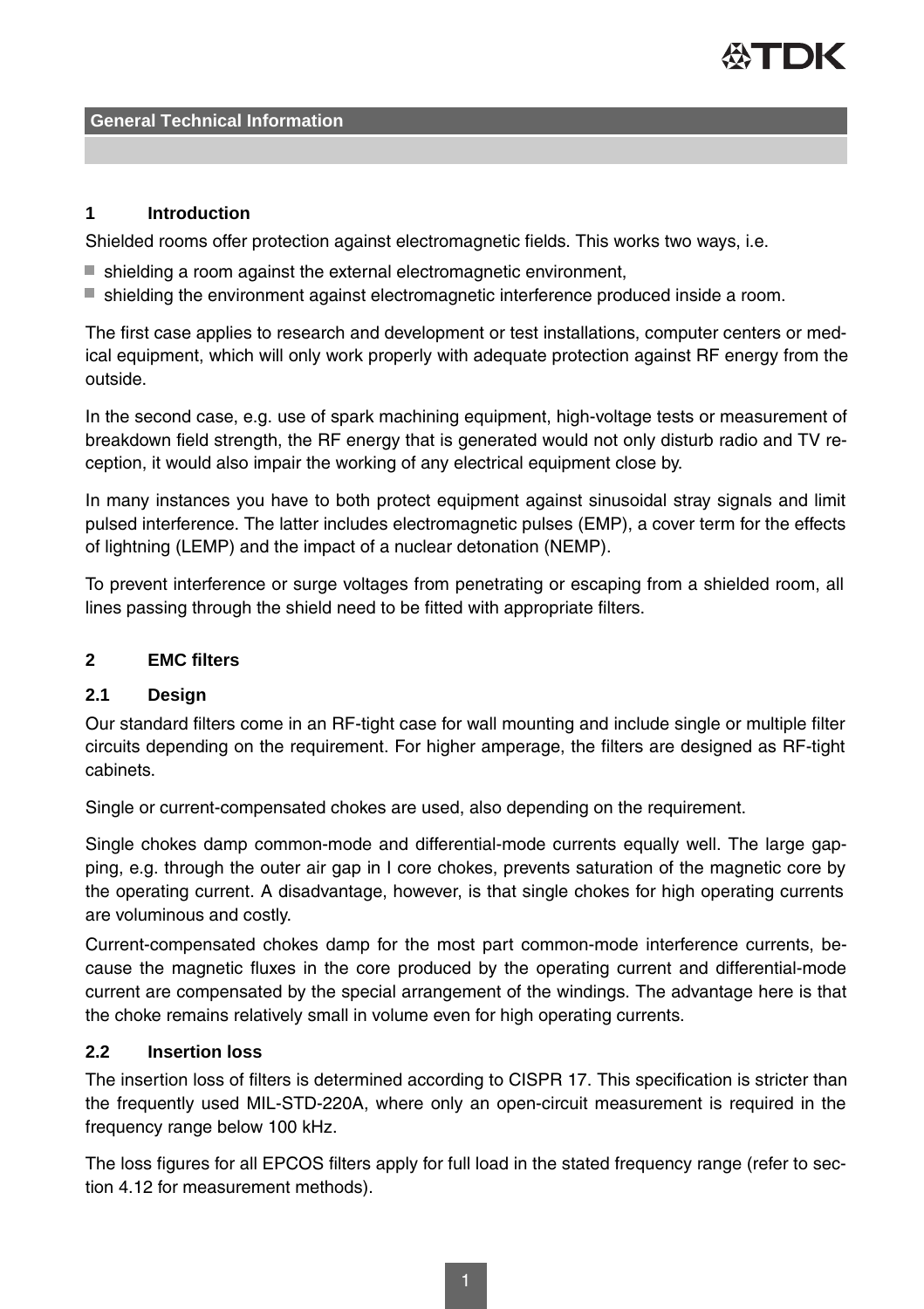General Technical Information

## 1 Introduction

Shielded rooms offer protection against electromagnetic fields. This works two ways, i.e.

- shielding a room against the external electromagnetic environment,
- shielding the environment against electromagnetic interference produced inside a room.

The first case applies to research and development or test installations, computer centers or medical equipment, which will only work properly with adequate protection against RF energy from the outside.

In the second case, e.g. use of spark machining equipment, high-voltage tests or measurement of breakdown field strength, the RF energy that is generated would not only disturb radio and TV reception, it would also impair the working of any electrical equipment close by.

In many instances you have to both protect equipment against sinusoidal stray signals and limit pulsed interference. The latter includes electromagnetic pulses (EMP), a cover term for the effects of lightning (LEMP) and the impact of a nuclear detonation (NEMP).

To prevent interference or surge voltages from penetrating or escaping from a shielded room, all lines passing through the shield need to be fitted with appropriate filters.

## 2 EMC filters

### 2.1 Design

Our standard filters come in an RF-tight case for wall mounting and include single or multiple filter circuits depending on the requirement. For higher amperage, the filters are designed as RF-tight cabinets.

Single or current-compensated chokes are used, also depending on the requirement.

Single chokes damp common-mode and differential-mode currents equally well. The large gapping, e.g. through the outer air gap in I core chokes, prevents saturation of the magnetic core by the operating current. A disadvantage, however, is that single chokes for high operating currents are voluminous and costly.

Current-compensated chokes damp for the most part common-mode interference currents, because the magnetic fluxes in the core produced by the operating current and differential-mode current are compensated by the special arrangement of the windings. The advantage here is that the choke remains relatively small in volume even for high operating currents.

### 2.2 Insertion loss

The insertion loss of filters is determined according to CISPR 17. This specification is stricter than the frequently used MIL-STD-220A, where only an open-circuit measurement is required in the frequency range below 100 kHz.

The loss figures for all EPCOS filters apply for full load in the stated frequency range (refer to section 4.12 for measurement methods).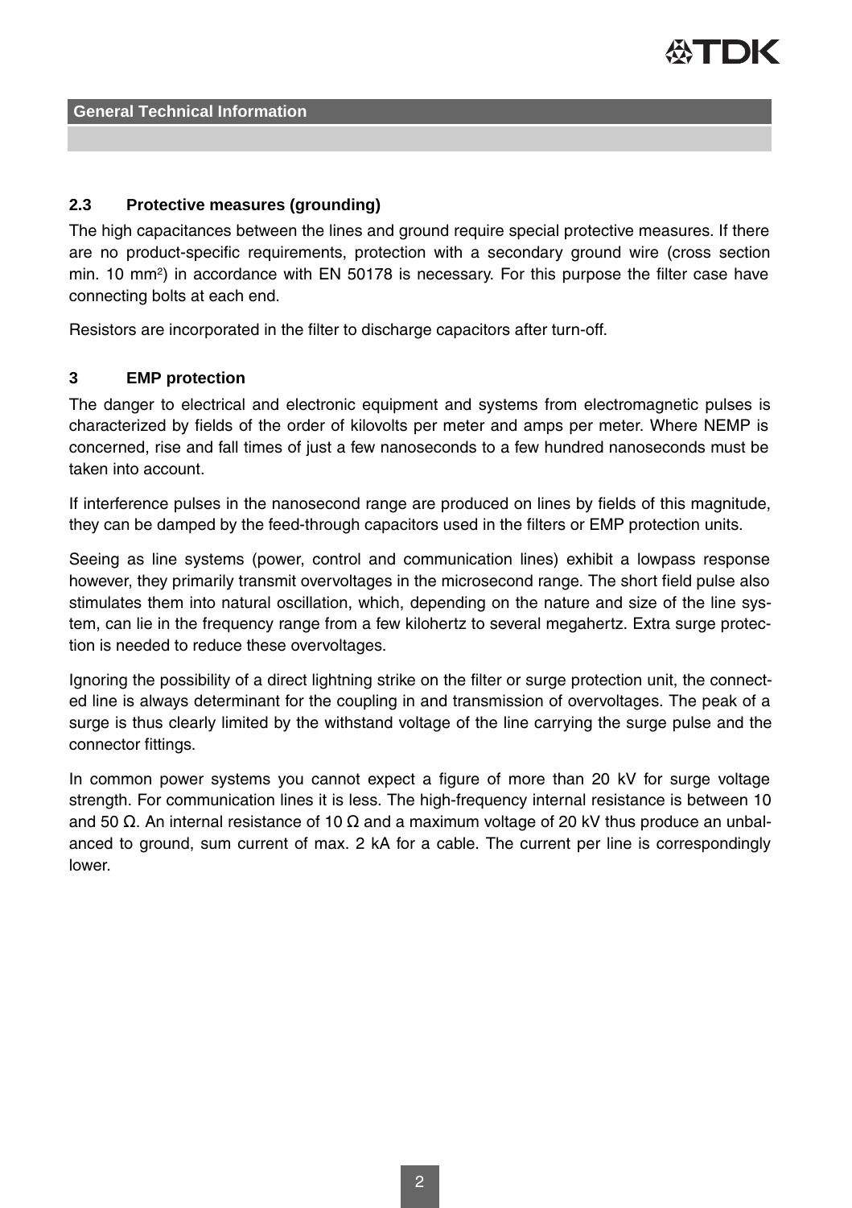## 2.3 Protective measures (grounding)

The high capacitances between the lines and ground require special protective measures. If there are no product-specific requirements, protection with a secondary ground wire (cross section min. 10 $mm^2$) in accordance with EN 50178 is necessary. For this purpose the filter case have connecting bolts at each end.

Resistors are incorporated in the filter to discharge capacitors after turn-off.

## 3 EMP protection

The danger to electrical and electronic equipment and systems from electromagnetic pulses is characterized by fields of the order of kilovolts per meter and amps per meter. Where NEMP is concerned, rise and fall times of just a few nanoseconds to a few hundred nanoseconds must be taken into account.

If interference pulses in the nanosecond range are produced on lines by fields of this magnitude, they can be damped by the feed-through capacitors used in the filters or EMP protection units.

Seeing as line systems (power, control and communication lines) exhibit a lowpass response however, they primarily transmit overvoltages in the microsecond range. The short field pulse also stimulates them into natural oscillation, which, depending on the nature and size of the line system, can lie in the frequency range from a few kilohertz to several megahertz. Extra surge protection is needed to reduce these overvoltages.

Ignoring the possibility of a direct lightning strike on the filter or surge protection unit, the connected line is always determinant for the coupling in and transmission of overvoltages. The peak of a surge is thus clearly limited by the withstand voltage of the line carrying the surge pulse and the connector fittings.

In common power systems you cannot expect a figure of more than 20 kV for surge voltage strength. For communication lines it is less. The high-frequency internal resistance is between 10 and 50 Ω. An internal resistance of 10 Ω and a maximum voltage of 20 kV thus produce an unbalanced to ground, sum current of max. 2 kA for a cable. The current per line is correspondingly lower.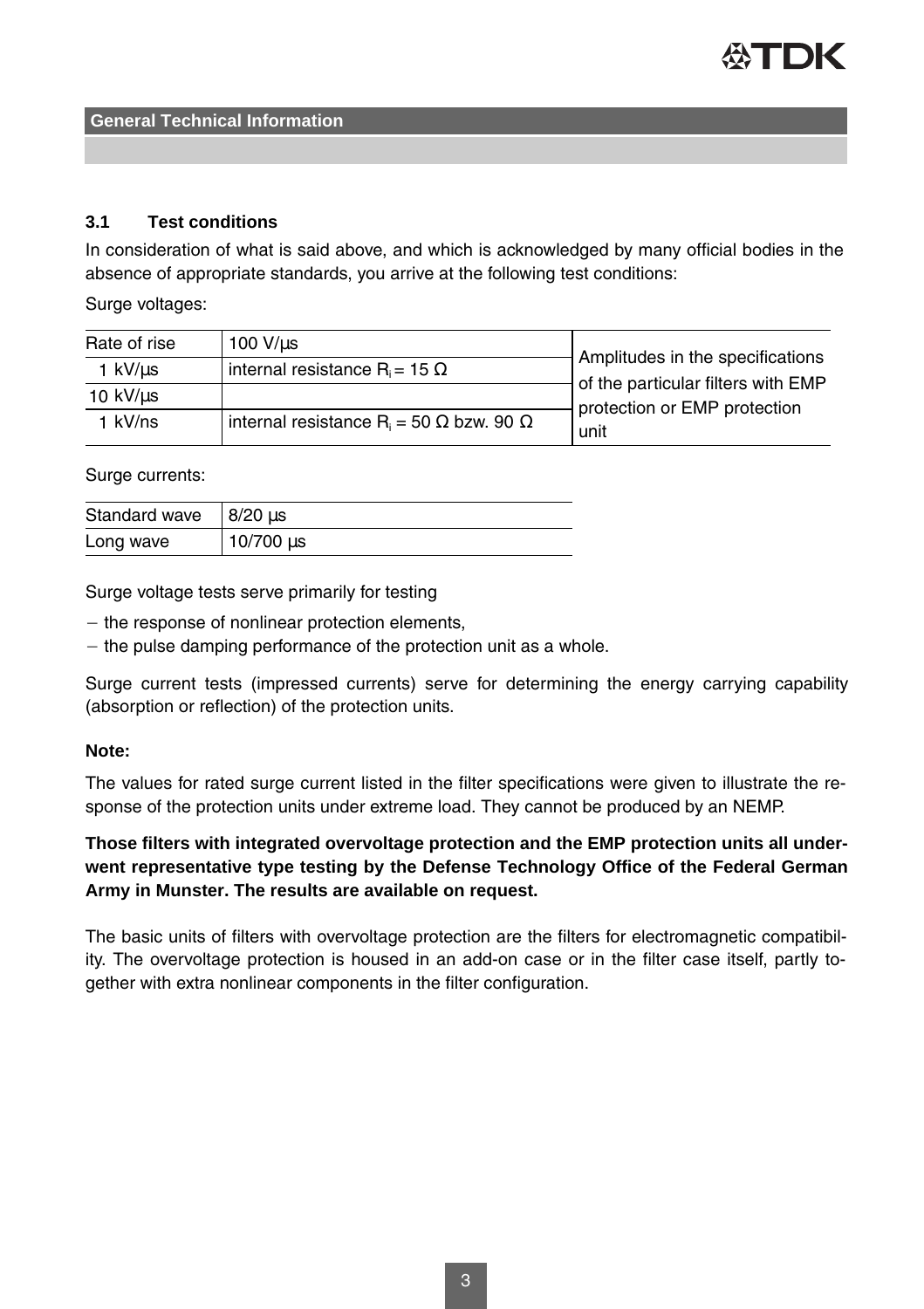### 3.1 Test conditions

In consideration of what is said above, and which is acknowledged by many official bodies in the absence of appropriate standards, you arrive at the following test conditions:

Surge voltages:

| Rate of rise | 100 V/µs | Amplitudes in the specifications of the particular filters with EMP protection or EMP protection unit |
|---|---|---|
| 1 kV/µs | internal resistance $R_i$ = 15 Ω | |
| 10 kV/µs | | |
| 1 kV/ns | internal resistance $R_i$ = 50 Ω bzw. 90 Ω | |

Surge currents:

| Standard wave | 8/20 µs |
|---|---|
| Long wave | 10/700 µs |

Surge voltage tests serve primarily for testing

- the response of nonlinear protection elements,
- the pulse damping performance of the protection unit as a whole.

Surge current tests (impressed currents) serve for determining the energy carrying capability (absorption or reflection) of the protection units.

**Note:**

The values for rated surge current listed in the filter specifications were given to illustrate the response of the protection units under extreme load. They cannot be produced by an NEMP.

**Those filters with integrated overvoltage protection and the EMP protection units all underwent representative type testing by the Defense Technology Office of the Federal German Army in Munster. The results are available on request.**

The basic units of filters with overvoltage protection are the filters for electromagnetic compatibility. The overvoltage protection is housed in an add-on case or in the filter case itself, partly together with extra nonlinear components in the filter configuration.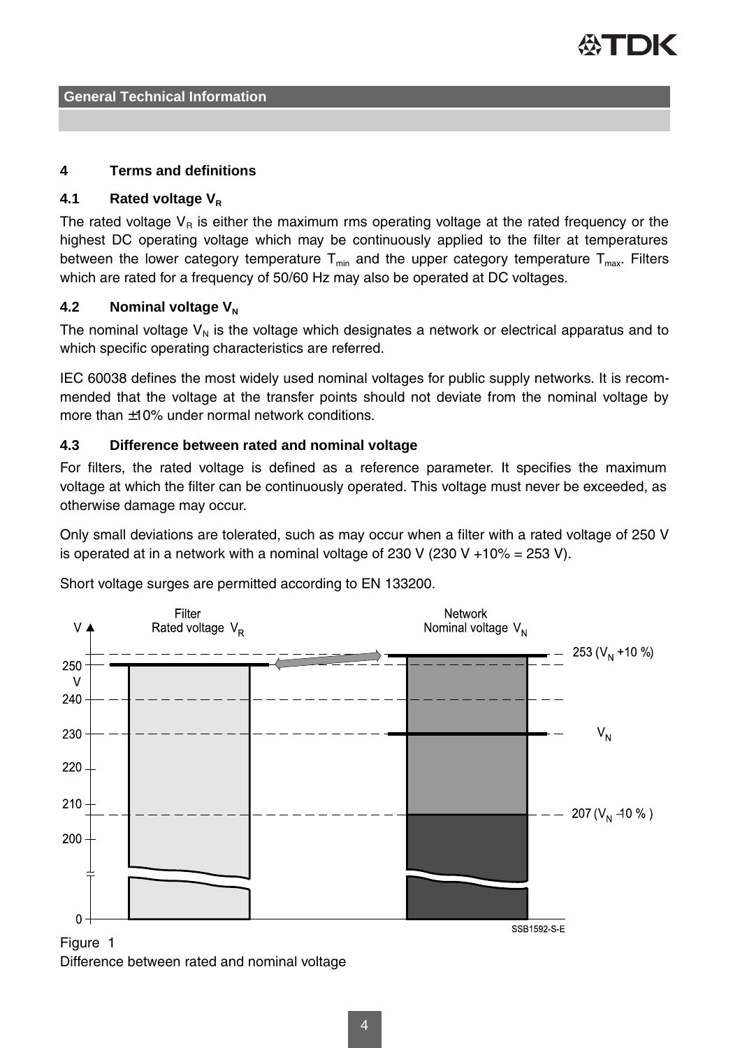## 4 Terms and definitions

### 4.1 Rated voltage $V_R$

The rated voltage $V_R$ is either the maximum rms operating voltage at the rated frequency or the highest DC operating voltage which may be continuously applied to the filter at temperatures between the lower category temperature $T_{min}$ and the upper category temperature $T_{max}$. Filters which are rated for a frequency of 50/60 Hz may also be operated at DC voltages.

### 4.2 Nominal voltage $V_N$

The nominal voltage $V_N$ is the voltage which designates a network or electrical apparatus and to which specific operating characteristics are referred.

IEC 60038 defines the most widely used nominal voltages for public supply networks. It is recommended that the voltage at the transfer points should not deviate from the nominal voltage by more than ±10% under normal network conditions.

### 4.3 Difference between rated and nominal voltage

For filters, the rated voltage is defined as a reference parameter. It specifies the maximum voltage at which the filter can be continuously operated. This voltage must never be exceeded, as otherwise damage may occur.

Only small deviations are tolerated, such as may occur when a filter with a rated voltage of 250 V is operated at in a network with a nominal voltage of 230 V (230 V +10% = 253 V).

Short voltage surges are permitted according to EN 133200.

Figure 1
Difference between rated and nominal voltage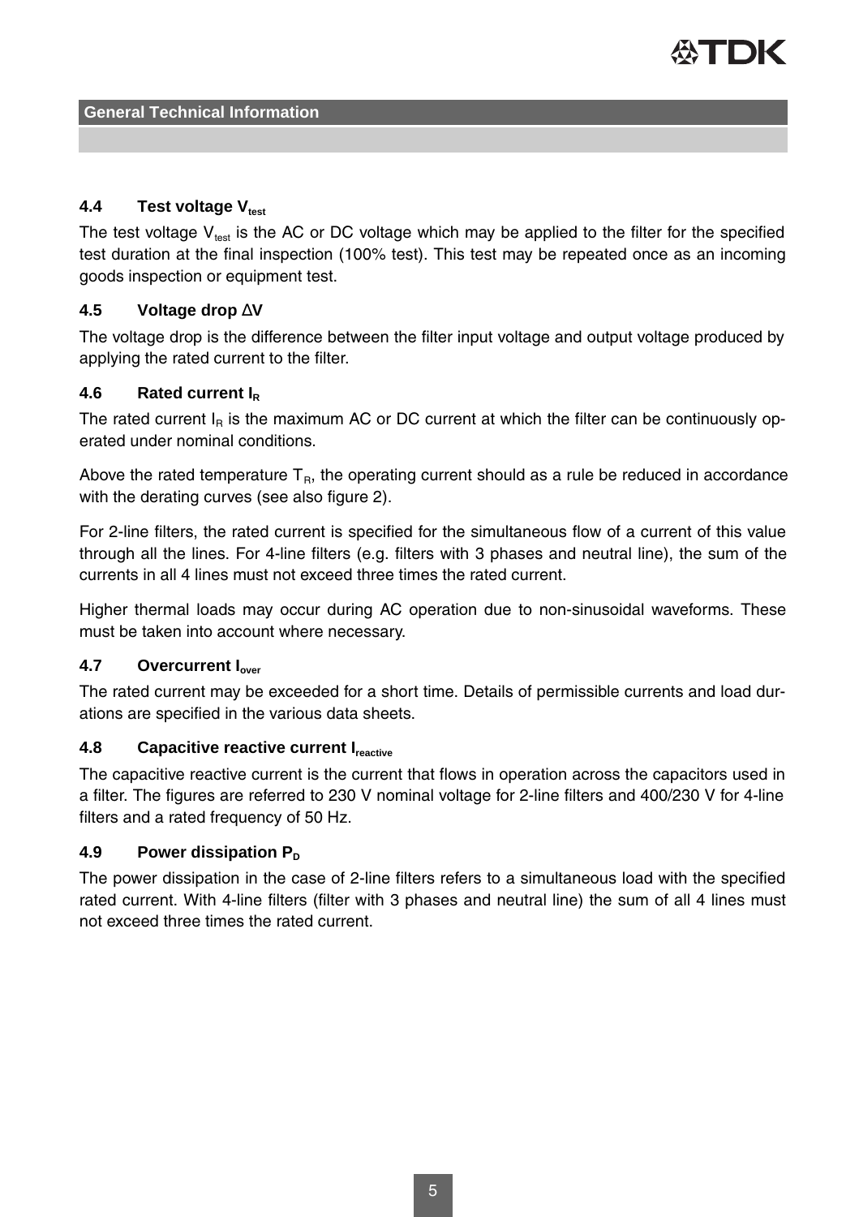### 4.4 Test voltage $V_{test}$

The test voltage $V_{test}$ is the AC or DC voltage which may be applied to the filter for the specified test duration at the final inspection (100% test). This test may be repeated once as an incoming goods inspection or equipment test.

### 4.5 Voltage drop $\Delta V$

The voltage drop is the difference between the filter input voltage and output voltage produced by applying the rated current to the filter.

### 4.6 Rated current $I_R$

The rated current $I_R$ is the maximum AC or DC current at which the filter can be continuously operated under nominal conditions.

Above the rated temperature $T_R$, the operating current should as a rule be reduced in accordance with the derating curves (see also figure 2).

For 2-line filters, the rated current is specified for the simultaneous flow of a current of this value through all the lines. For 4-line filters (e.g. filters with 3 phases and neutral line), the sum of the currents in all 4 lines must not exceed three times the rated current.

Higher thermal loads may occur during AC operation due to non-sinusoidal waveforms. These must be taken into account where necessary.

### 4.7 Overcurrent $I_{over}$

The rated current may be exceeded for a short time. Details of permissible currents and load durations are specified in the various data sheets.

### 4.8 Capacitive reactive current $I_{reactive}$

The capacitive reactive current is the current that flows in operation across the capacitors used in a filter. The figures are referred to 230 V nominal voltage for 2-line filters and 400/230 V for 4-line filters and a rated frequency of 50 Hz.

### 4.9 Power dissipation $P_D$

The power dissipation in the case of 2-line filters refers to a simultaneous load with the specified rated current. With 4-line filters (filter with 3 phases and neutral line) the sum of all 4 lines must not exceed three times the rated current.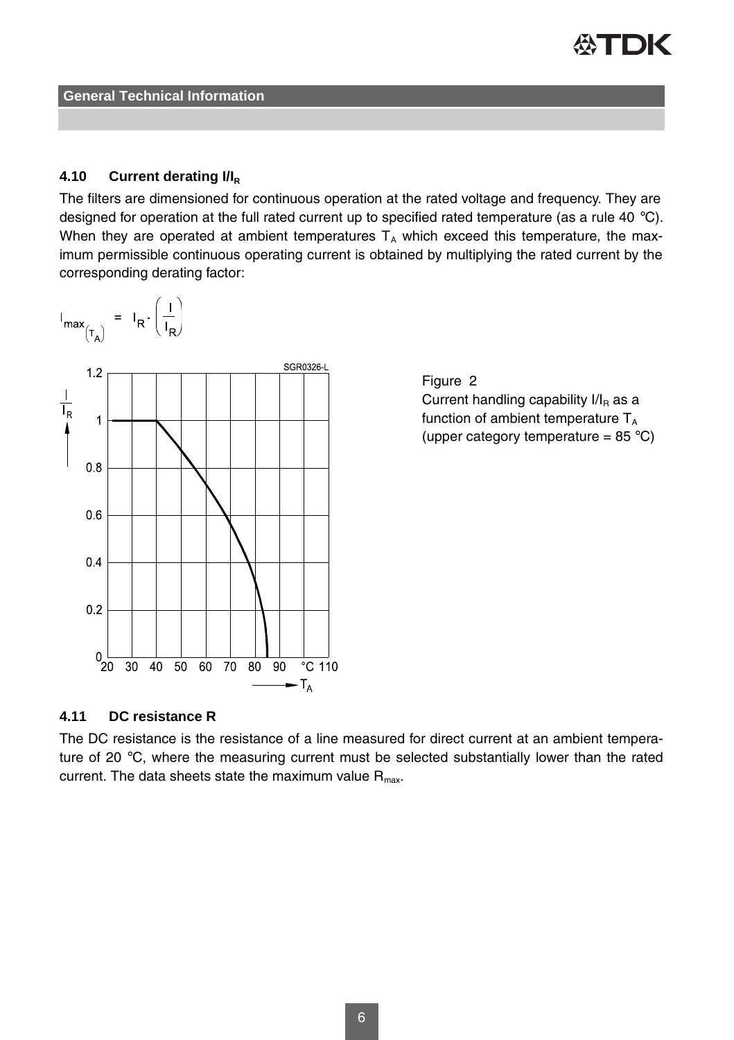### 4.10 Current derating $I/I_R$

The filters are dimensioned for continuous operation at the rated voltage and frequency. They are designed for operation at the full rated current up to specified rated temperature (as a rule 40 °C). When they are operated at ambient temperatures $T_A$ which exceed this temperature, the maximum permissible continuous operating current is obtained by multiplying the rated current by the corresponding derating factor:

$$I_{max_{(T_A)}} = I_R \cdot \left(\frac{I}{I_R}\right)$$

Figure 2
Current handling capability $I/I_R$ as a function of ambient temperature $T_A$ (upper category temperature = 85 °C)

### 4.11 DC resistance R

The DC resistance is the resistance of a line measured for direct current at an ambient temperature of 20 °C, where the measuring current must be selected substantially lower than the rated current. The data sheets state the maximum value $R_{max}$.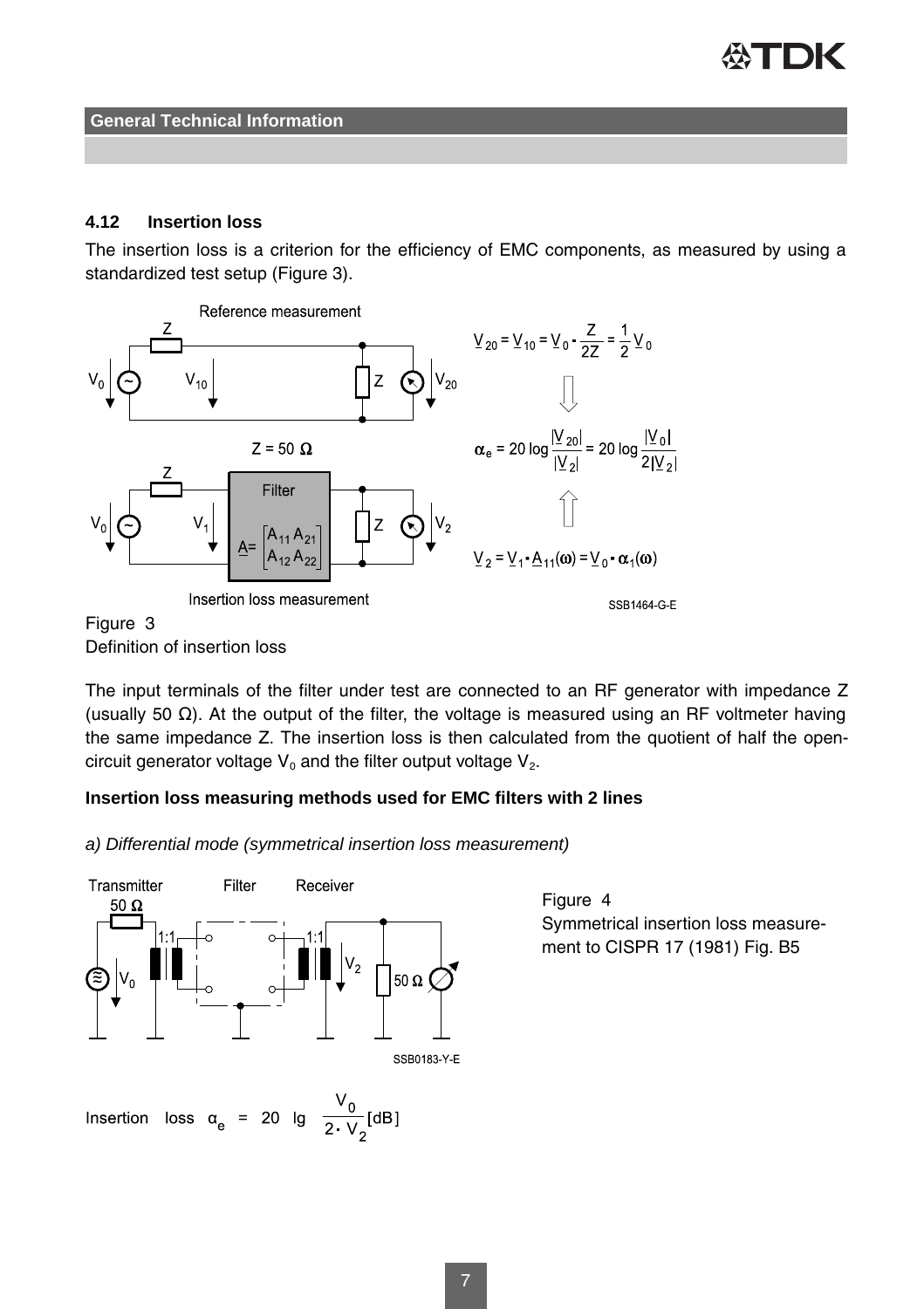**General Technical Information**

### 4.12 Insertion loss

The insertion loss is a criterion for the efficiency of EMC components, as measured by using a standardized test setup (Figure 3).

Reference measurement

$$\underline{V}_{20} = \underline{V}_{10} = \underline{V}_0 \cdot \frac{Z}{2Z} = \frac{1}{2}\underline{V}_0$$

$Z = 50\ \Omega$

$$\alpha_e = 20 \log \frac{|\underline{V}_{20}|}{|\underline{V}_2|} = 20 \log \frac{|\underline{V}_0|}{2|\underline{V}_2|}$$

$$\underline{V}_2 = \underline{V}_1 \cdot \underline{A}_{11}(\omega) = \underline{V}_0 \cdot \alpha_1(\omega)$$

Filter $\underline{A} = \begin{bmatrix} A_{11} & A_{21} \\ A_{12} & A_{22} \end{bmatrix}$

Insertion loss measurement

SSB1464-G-E

Figure 3
Definition of insertion loss

The input terminals of the filter under test are connected to an RF generator with impedance Z (usually 50 Ω). At the output of the filter, the voltage is measured using an RF voltmeter having the same impedance Z. The insertion loss is then calculated from the quotient of half the open-circuit generator voltage $V_0$ and the filter output voltage $V_2$.

**Insertion loss measuring methods used for EMC filters with 2 lines**

*a) Differential mode (symmetrical insertion loss measurement)*

Transmitter 50 Ω — Filter — Receiver

SSB0183-Y-E

Figure 4
Symmetrical insertion loss measurement to CISPR 17 (1981) Fig. B5

$$\text{Insertion loss } \alpha_e = 20 \lg \frac{V_0}{2 \cdot V_2} [\text{dB}]$$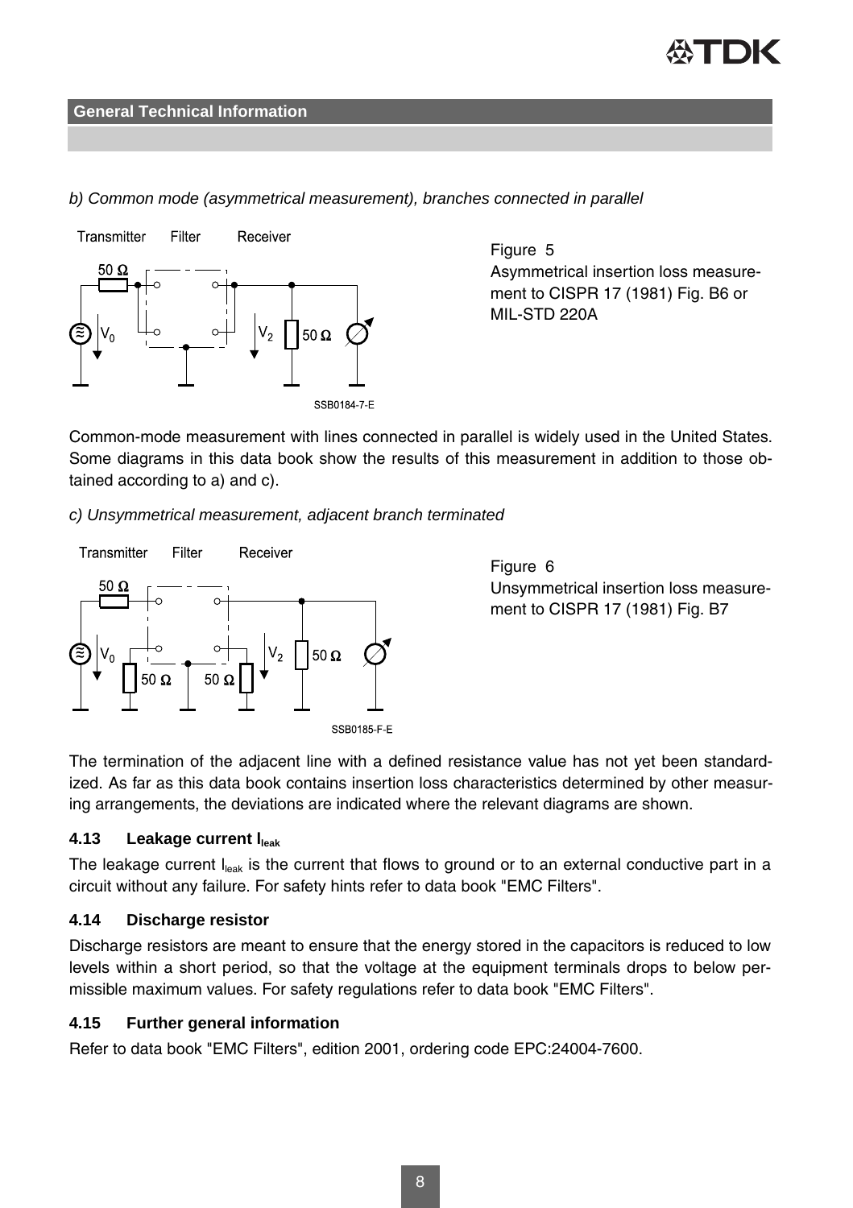*b) Common mode (asymmetrical measurement), branches connected in parallel*

Transmitter Filter Receiver

50 Ω

$V_0$

$V_2$

50 Ω

SSB0184-7-E

Figure 5
Asymmetrical insertion loss measurement to CISPR 17 (1981) Fig. B6 or MIL-STD 220A

Common-mode measurement with lines connected in parallel is widely used in the United States. Some diagrams in this data book show the results of this measurement in addition to those obtained according to a) and c).

*c) Unsymmetrical measurement, adjacent branch terminated*

Transmitter Filter Receiver

50 Ω

$V_0$

50 Ω

50 Ω

$V_2$

50 Ω

SSB0185-F-E

Figure 6
Unsymmetrical insertion loss measurement to CISPR 17 (1981) Fig. B7

The termination of the adjacent line with a defined resistance value has not yet been standardized. As far as this data book contains insertion loss characteristics determined by other measuring arrangements, the deviations are indicated where the relevant diagrams are shown.

### 4.13 Leakage current $I_{leak}$

The leakage current $I_{leak}$ is the current that flows to ground or to an external conductive part in a circuit without any failure. For safety hints refer to data book "EMC Filters".

### 4.14 Discharge resistor

Discharge resistors are meant to ensure that the energy stored in the capacitors is reduced to low levels within a short period, so that the voltage at the equipment terminals drops to below permissible maximum values. For safety regulations refer to data book "EMC Filters".

### 4.15 Further general information

Refer to data book "EMC Filters", edition 2001, ordering code EPC:24004-7600.